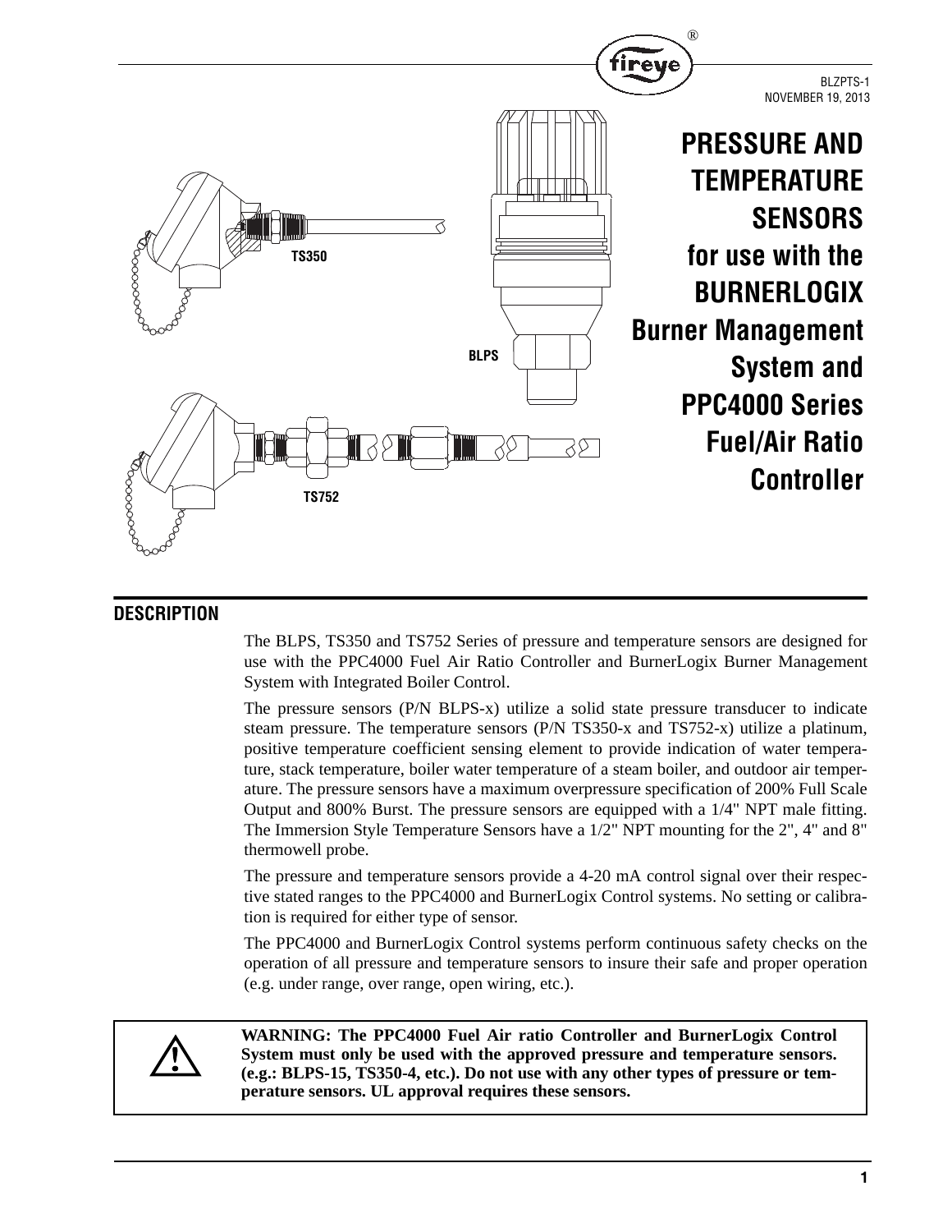BLZPTS-1
NOVEMBER 19, 2013

# PRESSURE AND TEMPERATURE SENSORS for use with the BURNERLOGIX Burner Management System and PPC4000 Series Fuel/Air Ratio Controller

TS350

BLPS

TS752

## DESCRIPTION

The BLPS, TS350 and TS752 Series of pressure and temperature sensors are designed for use with the PPC4000 Fuel Air Ratio Controller and BurnerLogix Burner Management System with Integrated Boiler Control.

The pressure sensors (P/N BLPS-x) utilize a solid state pressure transducer to indicate steam pressure. The temperature sensors (P/N TS350-x and TS752-x) utilize a platinum, positive temperature coefficient sensing element to provide indication of water temperature, stack temperature, boiler water temperature of a steam boiler, and outdoor air temperature. The pressure sensors have a maximum overpressure specification of 200% Full Scale Output and 800% Burst. The pressure sensors are equipped with a 1/4" NPT male fitting. The Immersion Style Temperature Sensors have a 1/2" NPT mounting for the 2", 4" and 8" thermowell probe.

The pressure and temperature sensors provide a 4-20 mA control signal over their respective stated ranges to the PPC4000 and BurnerLogix Control systems. No setting or calibration is required for either type of sensor.

The PPC4000 and BurnerLogix Control systems perform continuous safety checks on the operation of all pressure and temperature sensors to insure their safe and proper operation (e.g. under range, over range, open wiring, etc.).

**WARNING: The PPC4000 Fuel Air ratio Controller and BurnerLogix Control System must only be used with the approved pressure and temperature sensors. (e.g.: BLPS-15, TS350-4, etc.). Do not use with any other types of pressure or temperature sensors. UL approval requires these sensors.**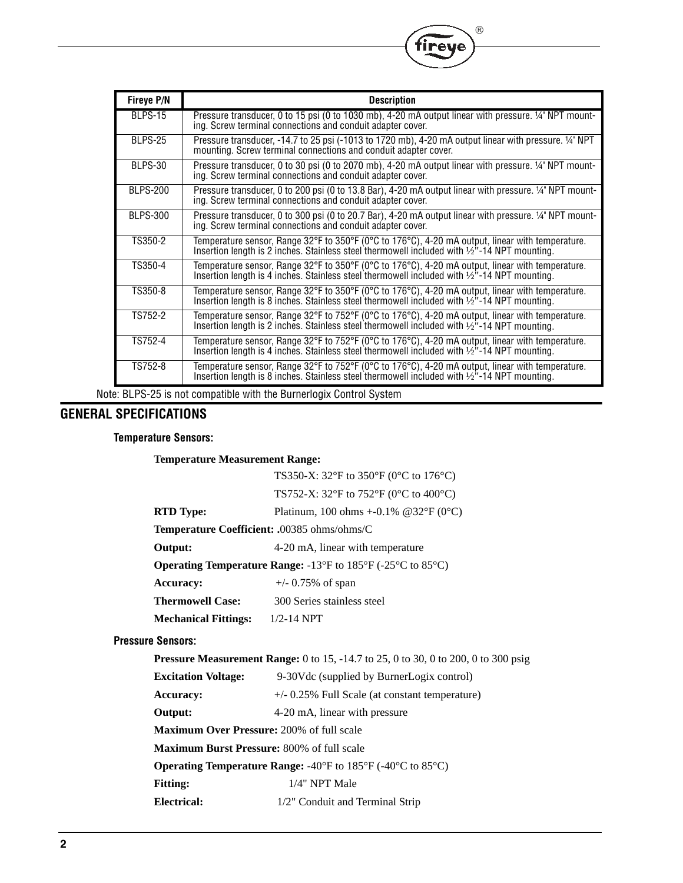| Fireye P/N | Description |
|---|---|
| BLPS-15 | Pressure transducer, 0 to 15 psi (0 to 1030 mb), 4-20 mA output linear with pressure. ¼" NPT mounting. Screw terminal connections and conduit adapter cover. |
| BLPS-25 | Pressure transducer, -14.7 to 25 psi (-1013 to 1720 mb), 4-20 mA output linear with pressure. ¼" NPT mounting. Screw terminal connections and conduit adapter cover. |
| BLPS-30 | Pressure transducer, 0 to 30 psi (0 to 2070 mb), 4-20 mA output linear with pressure. ¼" NPT mounting. Screw terminal connections and conduit adapter cover. |
| BLPS-200 | Pressure transducer, 0 to 200 psi (0 to 13.8 Bar), 4-20 mA output linear with pressure. ¼" NPT mounting. Screw terminal connections and conduit adapter cover. |
| BLPS-300 | Pressure transducer, 0 to 300 psi (0 to 20.7 Bar), 4-20 mA output linear with pressure. ¼" NPT mounting. Screw terminal connections and conduit adapter cover. |
| TS350-2 | Temperature sensor, Range 32°F to 350°F (0°C to 176°C), 4-20 mA output, linear with temperature. Insertion length is 2 inches. Stainless steel thermowell included with ½"-14 NPT mounting. |
| TS350-4 | Temperature sensor, Range 32°F to 350°F (0°C to 176°C), 4-20 mA output, linear with temperature. Insertion length is 4 inches. Stainless steel thermowell included with ½"-14 NPT mounting. |
| TS350-8 | Temperature sensor, Range 32°F to 350°F (0°C to 176°C), 4-20 mA output, linear with temperature. Insertion length is 8 inches. Stainless steel thermowell included with ½"-14 NPT mounting. |
| TS752-2 | Temperature sensor, Range 32°F to 752°F (0°C to 176°C), 4-20 mA output, linear with temperature. Insertion length is 2 inches. Stainless steel thermowell included with ½"-14 NPT mounting. |
| TS752-4 | Temperature sensor, Range 32°F to 752°F (0°C to 176°C), 4-20 mA output, linear with temperature. Insertion length is 4 inches. Stainless steel thermowell included with ½"-14 NPT mounting. |
| TS752-8 | Temperature sensor, Range 32°F to 752°F (0°C to 176°C), 4-20 mA output, linear with temperature. Insertion length is 8 inches. Stainless steel thermowell included with ½"-14 NPT mounting. |

Note: BLPS-25 is not compatible with the Burnerlogix Control System

## GENERAL SPECIFICATIONS

### Temperature Sensors:

**Temperature Measurement Range:**
TS350-X: 32°F to 350°F (0°C to 176°C)
TS752-X: 32°F to 752°F (0°C to 400°C)

**RTD Type:** Platinum, 100 ohms +-0.1% @32°F (0°C)

**Temperature Coefficient:** .00385 ohms/ohms/C

**Output:** 4-20 mA, linear with temperature

**Operating Temperature Range:** -13°F to 185°F (-25°C to 85°C)

**Accuracy:** +/- 0.75% of span

**Thermowell Case:** 300 Series stainless steel

**Mechanical Fittings:** 1/2-14 NPT

### Pressure Sensors:

**Pressure Measurement Range:** 0 to 15, -14.7 to 25, 0 to 30, 0 to 200, 0 to 300 psig

**Excitation Voltage:** 9-30Vdc (supplied by BurnerLogix control)

**Accuracy:** +/- 0.25% Full Scale (at constant temperature)

**Output:** 4-20 mA, linear with pressure

**Maximum Over Pressure:** 200% of full scale

**Maximum Burst Pressure:** 800% of full scale

**Operating Temperature Range:** -40°F to 185°F (-40°C to 85°C)

**Fitting:** 1/4" NPT Male

**Electrical:** 1/2" Conduit and Terminal Strip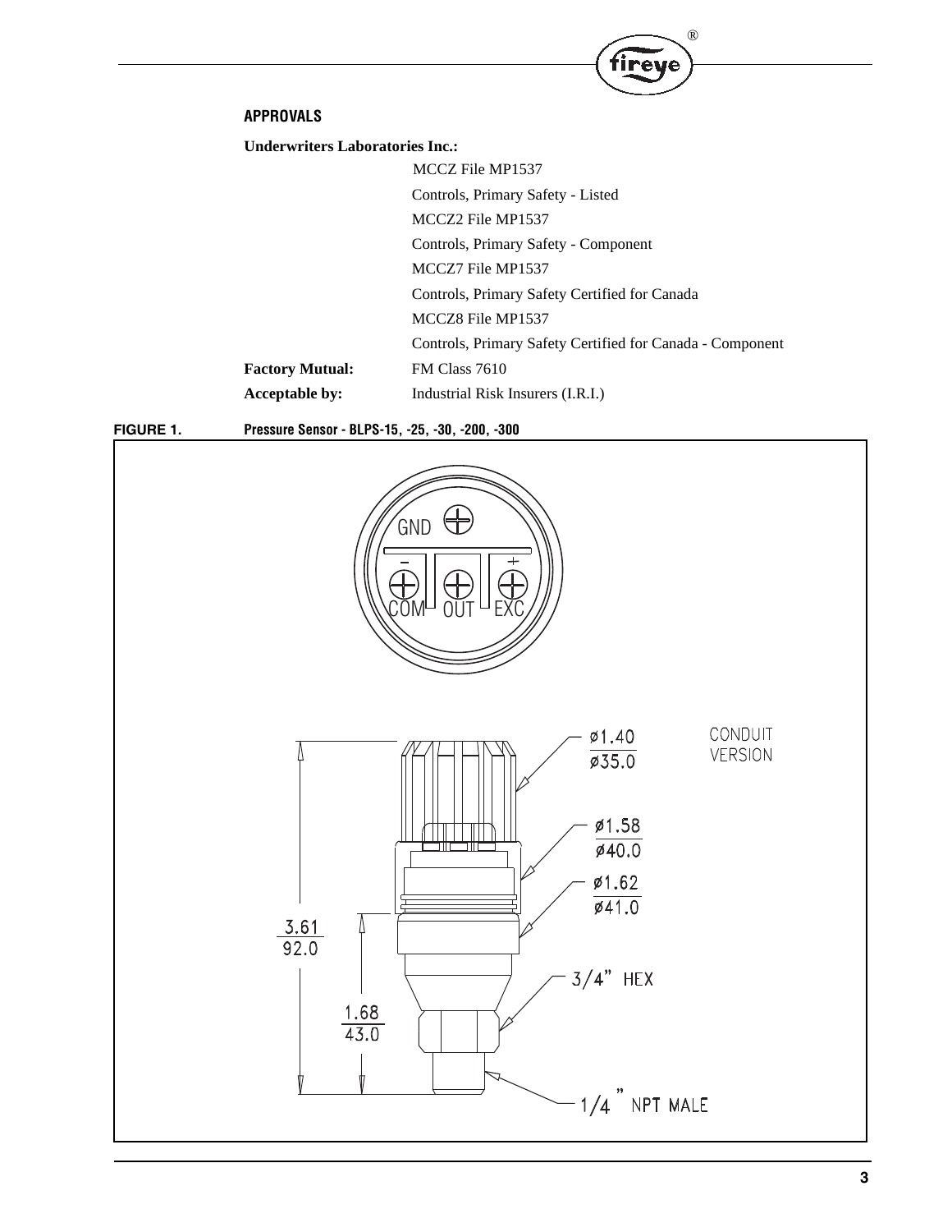## APPROVALS

**Underwriters Laboratories Inc.:**

| | |
|---|---|
| | MCCZ File MP1537 |
| | Controls, Primary Safety - Listed |
| | MCCZ2 File MP1537 |
| | Controls, Primary Safety - Component |
| | MCCZ7 File MP1537 |
| | Controls, Primary Safety Certified for Canada |
| | MCCZ8 File MP1537 |
| | Controls, Primary Safety Certified for Canada - Component |
| **Factory Mutual:** | FM Class 7610 |
| **Acceptable by:** | Industrial Risk Insurers (I.R.I.) |

**FIGURE 1.** Pressure Sensor - BLPS-15, -25, -30, -200, -300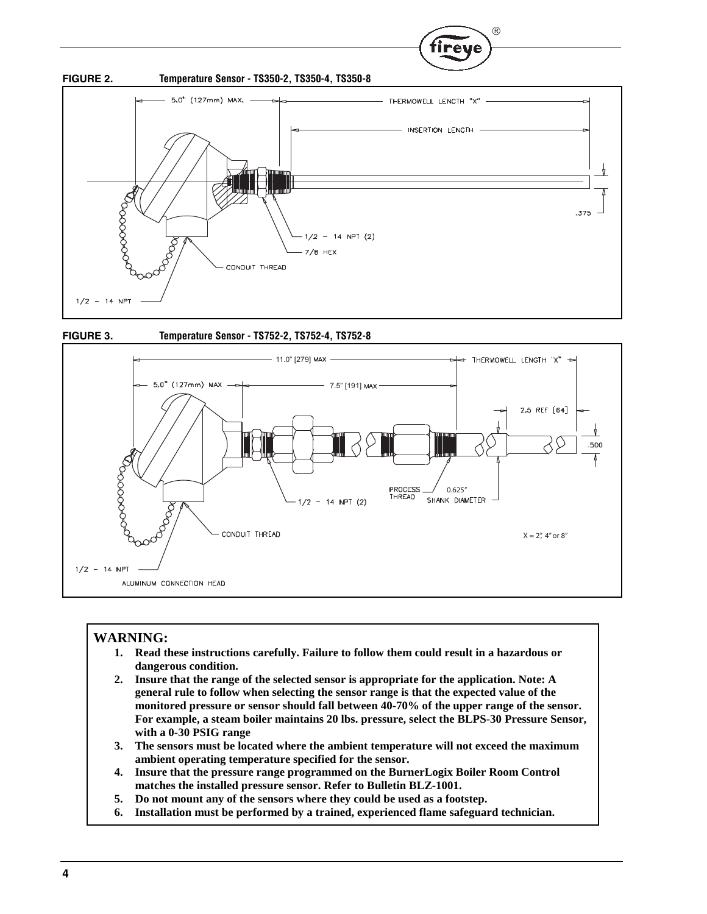**FIGURE 2. Temperature Sensor - TS350-2, TS350-4, TS350-8**

5.0" (127mm) MAX.

THERMOWELL LENGTH "X"

INSERTION LENGTH

.375

1/2 - 14 NPT (2)

7/8 HEX

CONDUIT THREAD

1/2 - 14 NPT

**FIGURE 3. Temperature Sensor - TS752-2, TS752-4, TS752-8**

11.0" [279] MAX

THERMOWELL LENGTH "X"

5.0" (127mm) MAX

7.5" [191] MAX

2.5 REF [64]

.500

PROCESS THREAD

0.625" SHANK DIAMETER

1/2 - 14 NPT (2)

CONDUIT THREAD

X = 2", 4" or 8"

1/2 - 14 NPT

ALUMINUM CONNECTION HEAD

## WARNING:

1. **Read these instructions carefully. Failure to follow them could result in a hazardous or dangerous condition.**
2. **Insure that the range of the selected sensor is appropriate for the application. Note: A general rule to follow when selecting the sensor range is that the expected value of the monitored pressure or sensor should fall between 40-70% of the upper range of the sensor. For example, a steam boiler maintains 20 lbs. pressure, select the BLPS-30 Pressure Sensor, with a 0-30 PSIG range**
3. **The sensors must be located where the ambient temperature will not exceed the maximum ambient operating temperature specified for the sensor.**
4. **Insure that the pressure range programmed on the BurnerLogix Boiler Room Control matches the installed pressure sensor. Refer to Bulletin BLZ-1001.**
5. **Do not mount any of the sensors where they could be used as a footstep.**
6. **Installation must be performed by a trained, experienced flame safeguard technician.**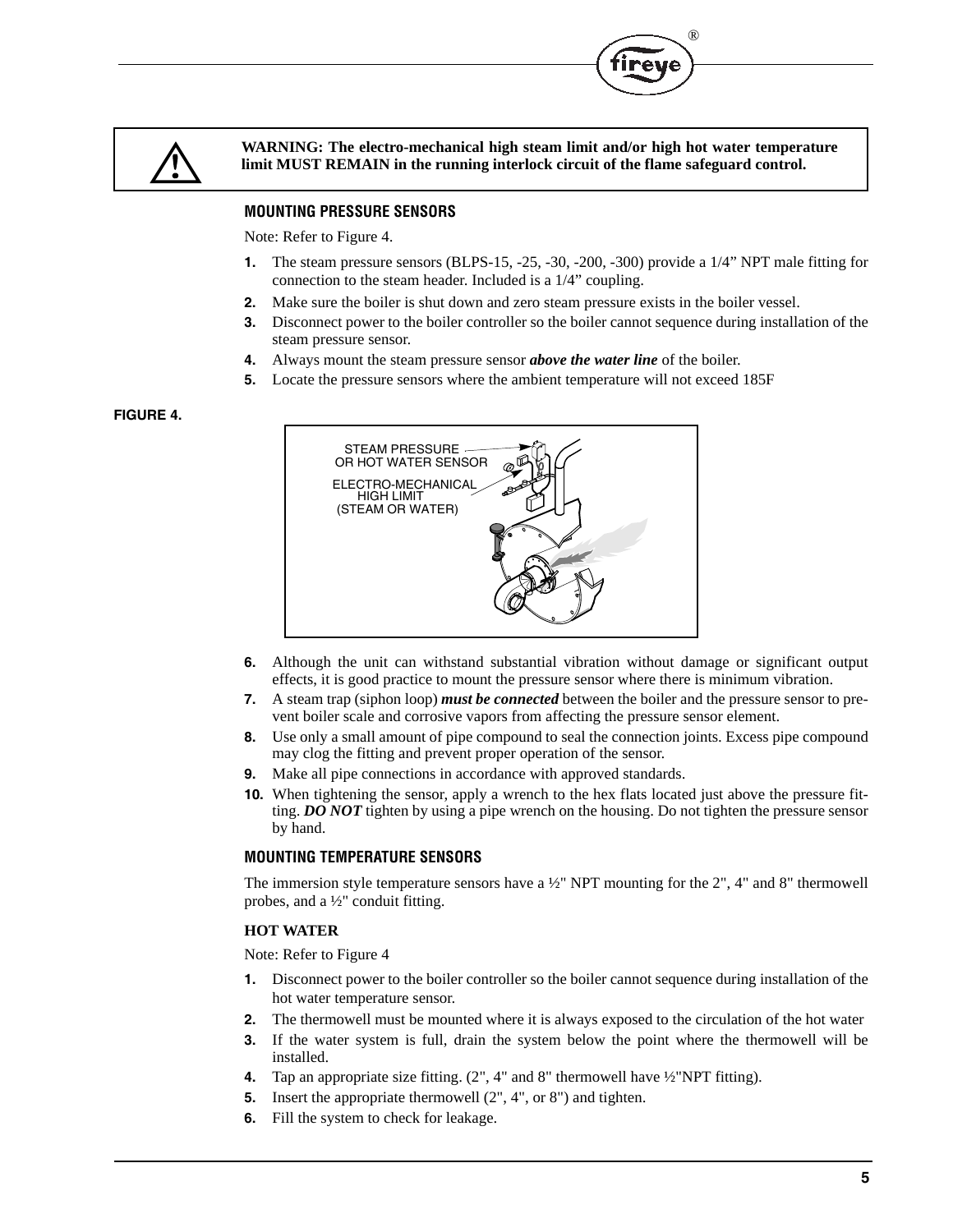**WARNING: The electro-mechanical high steam limit and/or high hot water temperature limit MUST REMAIN in the running interlock circuit of the flame safeguard control.**

## MOUNTING PRESSURE SENSORS

Note: Refer to Figure 4.

1. The steam pressure sensors (BLPS-15, -25, -30, -200, -300) provide a 1/4” NPT male fitting for connection to the steam header. Included is a 1/4” coupling.
2. Make sure the boiler is shut down and zero steam pressure exists in the boiler vessel.
3. Disconnect power to the boiler controller so the boiler cannot sequence during installation of the steam pressure sensor.
4. Always mount the steam pressure sensor ***above the water line*** of the boiler.
5. Locate the pressure sensors where the ambient temperature will not exceed 185F

**FIGURE 4.**

STEAM PRESSURE OR HOT WATER SENSOR

ELECTRO-MECHANICAL HIGH LIMIT (STEAM OR WATER)

6. Although the unit can withstand substantial vibration without damage or significant output effects, it is good practice to mount the pressure sensor where there is minimum vibration.
7. A steam trap (siphon loop) ***must be connected*** between the boiler and the pressure sensor to prevent boiler scale and corrosive vapors from affecting the pressure sensor element.
8. Use only a small amount of pipe compound to seal the connection joints. Excess pipe compound may clog the fitting and prevent proper operation of the sensor.
9. Make all pipe connections in accordance with approved standards.
10. When tightening the sensor, apply a wrench to the hex flats located just above the pressure fitting. ***DO NOT*** tighten by using a pipe wrench on the housing. Do not tighten the pressure sensor by hand.

## MOUNTING TEMPERATURE SENSORS

The immersion style temperature sensors have a ½" NPT mounting for the 2", 4" and 8" thermowell probes, and a ½" conduit fitting.

### HOT WATER

Note: Refer to Figure 4

1. Disconnect power to the boiler controller so the boiler cannot sequence during installation of the hot water temperature sensor.
2. The thermowell must be mounted where it is always exposed to the circulation of the hot water
3. If the water system is full, drain the system below the point where the thermowell will be installed.
4. Tap an appropriate size fitting. (2", 4" and 8" thermowell have ½"NPT fitting).
5. Insert the appropriate thermowell (2", 4", or 8") and tighten.
6. Fill the system to check for leakage.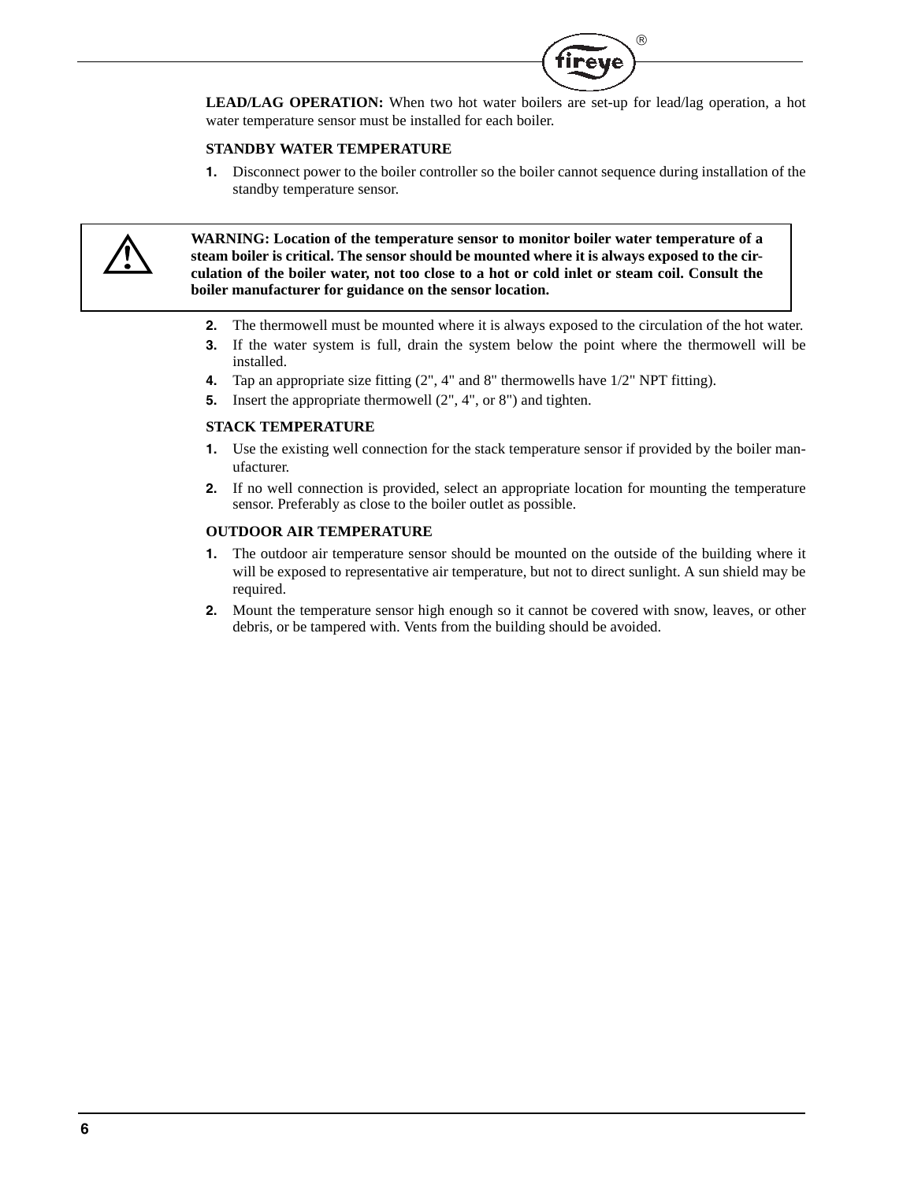**LEAD/LAG OPERATION:** When two hot water boilers are set-up for lead/lag operation, a hot water temperature sensor must be installed for each boiler.

### STANDBY WATER TEMPERATURE

1. Disconnect power to the boiler controller so the boiler cannot sequence during installation of the standby temperature sensor.

> ⚠ **WARNING: Location of the temperature sensor to monitor boiler water temperature of a steam boiler is critical. The sensor should be mounted where it is always exposed to the circulation of the boiler water, not too close to a hot or cold inlet or steam coil. Consult the boiler manufacturer for guidance on the sensor location.**

2. The thermowell must be mounted where it is always exposed to the circulation of the hot water.
3. If the water system is full, drain the system below the point where the thermowell will be installed.
4. Tap an appropriate size fitting (2", 4" and 8" thermowells have 1/2" NPT fitting).
5. Insert the appropriate thermowell (2", 4", or 8") and tighten.

### STACK TEMPERATURE

1. Use the existing well connection for the stack temperature sensor if provided by the boiler manufacturer.
2. If no well connection is provided, select an appropriate location for mounting the temperature sensor. Preferably as close to the boiler outlet as possible.

### OUTDOOR AIR TEMPERATURE

1. The outdoor air temperature sensor should be mounted on the outside of the building where it will be exposed to representative air temperature, but not to direct sunlight. A sun shield may be required.
2. Mount the temperature sensor high enough so it cannot be covered with snow, leaves, or other debris, or be tampered with. Vents from the building should be avoided.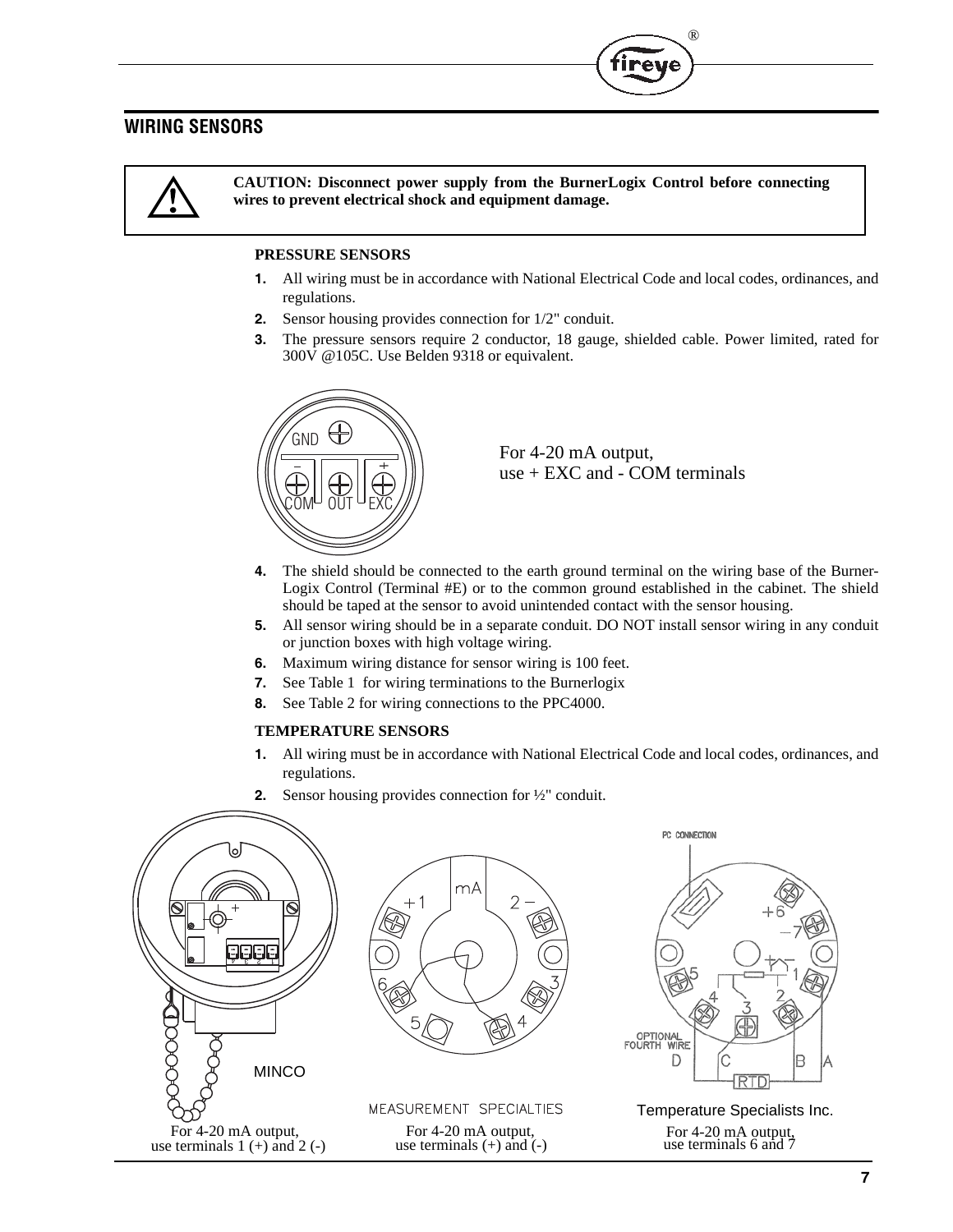## WIRING SENSORS

> **CAUTION: Disconnect power supply from the BurnerLogix Control before connecting wires to prevent electrical shock and equipment damage.**

**PRESSURE SENSORS**

1. All wiring must be in accordance with National Electrical Code and local codes, ordinances, and regulations.
2. Sensor housing provides connection for 1/2" conduit.
3. The pressure sensors require 2 conductor, 18 gauge, shielded cable. Power limited, rated for 300V @105C. Use Belden 9318 or equivalent.

For 4-20 mA output,
use + EXC and - COM terminals

4. The shield should be connected to the earth ground terminal on the wiring base of the Burner-Logix Control (Terminal #E) or to the common ground established in the cabinet. The shield should be taped at the sensor to avoid unintended contact with the sensor housing.
5. All sensor wiring should be in a separate conduit. DO NOT install sensor wiring in any conduit or junction boxes with high voltage wiring.
6. Maximum wiring distance for sensor wiring is 100 feet.
7. See Table 1 for wiring terminations to the Burnerlogix
8. See Table 2 for wiring connections to the PPC4000.

**TEMPERATURE SENSORS**

1. All wiring must be in accordance with National Electrical Code and local codes, ordinances, and regulations.
2. Sensor housing provides connection for ½" conduit.

MINCO

For 4-20 mA output,
use terminals 1 (+) and 2 (-)

MEASUREMENT SPECIALTIES

For 4-20 mA output,
use terminals (+) and (-)

Temperature Specialists Inc.

For 4-20 mA output,
use terminals 6 and 7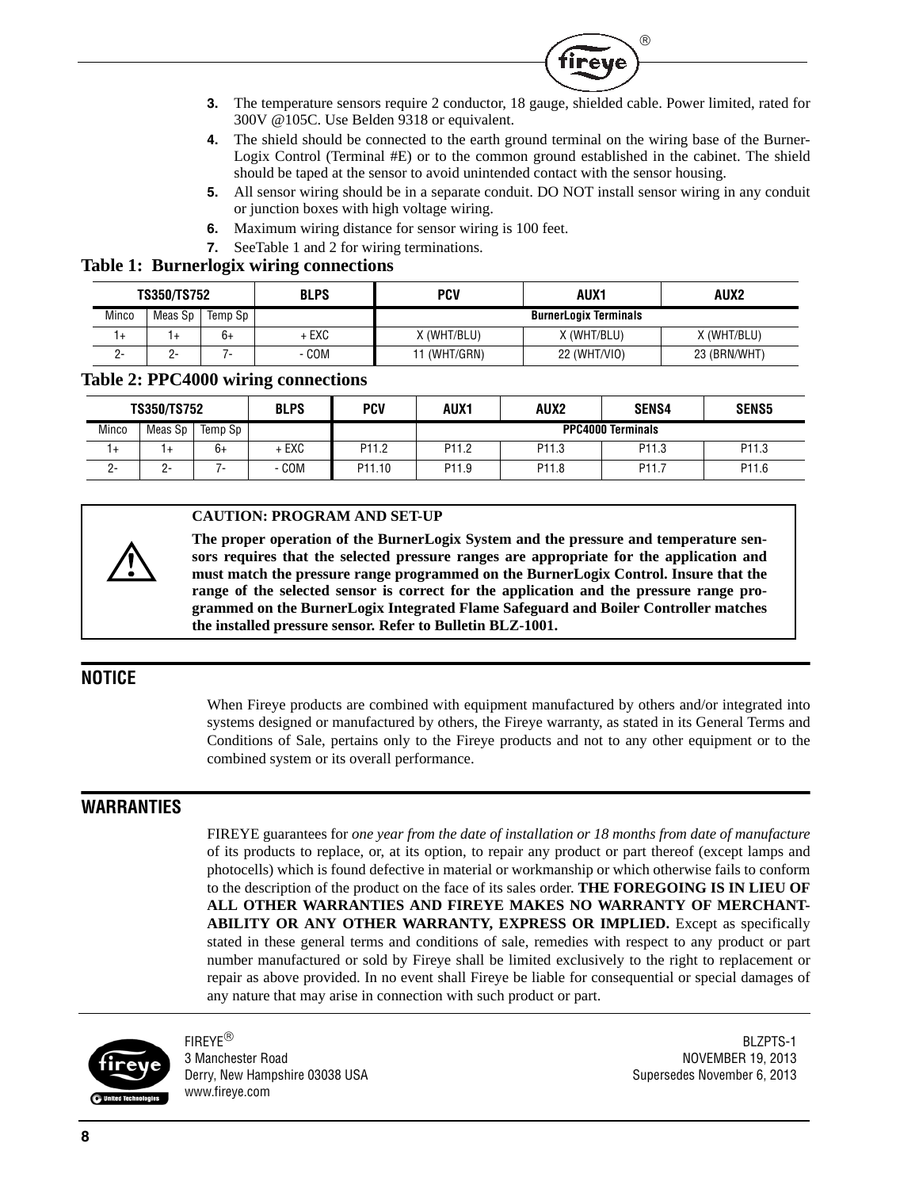3. The temperature sensors require 2 conductor, 18 gauge, shielded cable. Power limited, rated for 300V @105C. Use Belden 9318 or equivalent.
4. The shield should be connected to the earth ground terminal on the wiring base of the Burner-Logix Control (Terminal #E) or to the common ground established in the cabinet. The shield should be taped at the sensor to avoid unintended contact with the sensor housing.
5. All sensor wiring should be in a separate conduit. DO NOT install sensor wiring in any conduit or junction boxes with high voltage wiring.
6. Maximum wiring distance for sensor wiring is 100 feet.
7. SeeTable 1 and 2 for wiring terminations.

**Table 1: Burnerlogix wiring connections**

| TS350/TS752 | | | BLPS | PCV | AUX1 | AUX2 |
|---|---|---|---|---|---|---|
| Minco | Meas Sp | Temp Sp | | BurnerLogix Terminals | | |
| 1+ | 1+ | 6+ | + EXC | X (WHT/BLU) | X (WHT/BLU) | X (WHT/BLU) |
| 2- | 2- | 7- | - COM | 11 (WHT/GRN) | 22 (WHT/VIO) | 23 (BRN/WHT) |

**Table 2: PPC4000 wiring connections**

| TS350/TS752 | | | BLPS | PCV | AUX1 | AUX2 | SENS4 | SENS5 |
|---|---|---|---|---|---|---|---|---|
| Minco | Meas Sp | Temp Sp | | | PPC4000 Terminals | | | |
| 1+ | 1+ | 6+ | + EXC | P11.2 | P11.2 | P11.3 | P11.3 | P11.3 |
| 2- | 2- | 7- | - COM | P11.10 | P11.9 | P11.8 | P11.7 | P11.6 |

**CAUTION: PROGRAM AND SET-UP**

**The proper operation of the BurnerLogix System and the pressure and temperature sensors requires that the selected pressure ranges are appropriate for the application and must match the pressure range programmed on the BurnerLogix Control. Insure that the range of the selected sensor is correct for the application and the pressure range programmed on the BurnerLogix Integrated Flame Safeguard and Boiler Controller matches the installed pressure sensor. Refer to Bulletin BLZ-1001.**

## NOTICE

When Fireye products are combined with equipment manufactured by others and/or integrated into systems designed or manufactured by others, the Fireye warranty, as stated in its General Terms and Conditions of Sale, pertains only to the Fireye products and not to any other equipment or to the combined system or its overall performance.

## WARRANTIES

FIREYE guarantees for *one year from the date of installation or 18 months from date of manufacture* of its products to replace, or, at its option, to repair any product or part thereof (except lamps and photocells) which is found defective in material or workmanship or which otherwise fails to conform to the description of the product on the face of its sales order. **THE FOREGOING IS IN LIEU OF ALL OTHER WARRANTIES AND FIREYE MAKES NO WARRANTY OF MERCHANTABILITY OR ANY OTHER WARRANTY, EXPRESS OR IMPLIED.** Except as specifically stated in these general terms and conditions of sale, remedies with respect to any product or part number manufactured or sold by Fireye shall be limited exclusively to the right to replacement or repair as above provided. In no event shall Fireye be liable for consequential or special damages of any nature that may arise in connection with such product or part.

FIREYE®
3 Manchester Road
Derry, New Hampshire 03038 USA
www.fireye.com

BLZPTS-1
NOVEMBER 19, 2013
Supersedes November 6, 2013